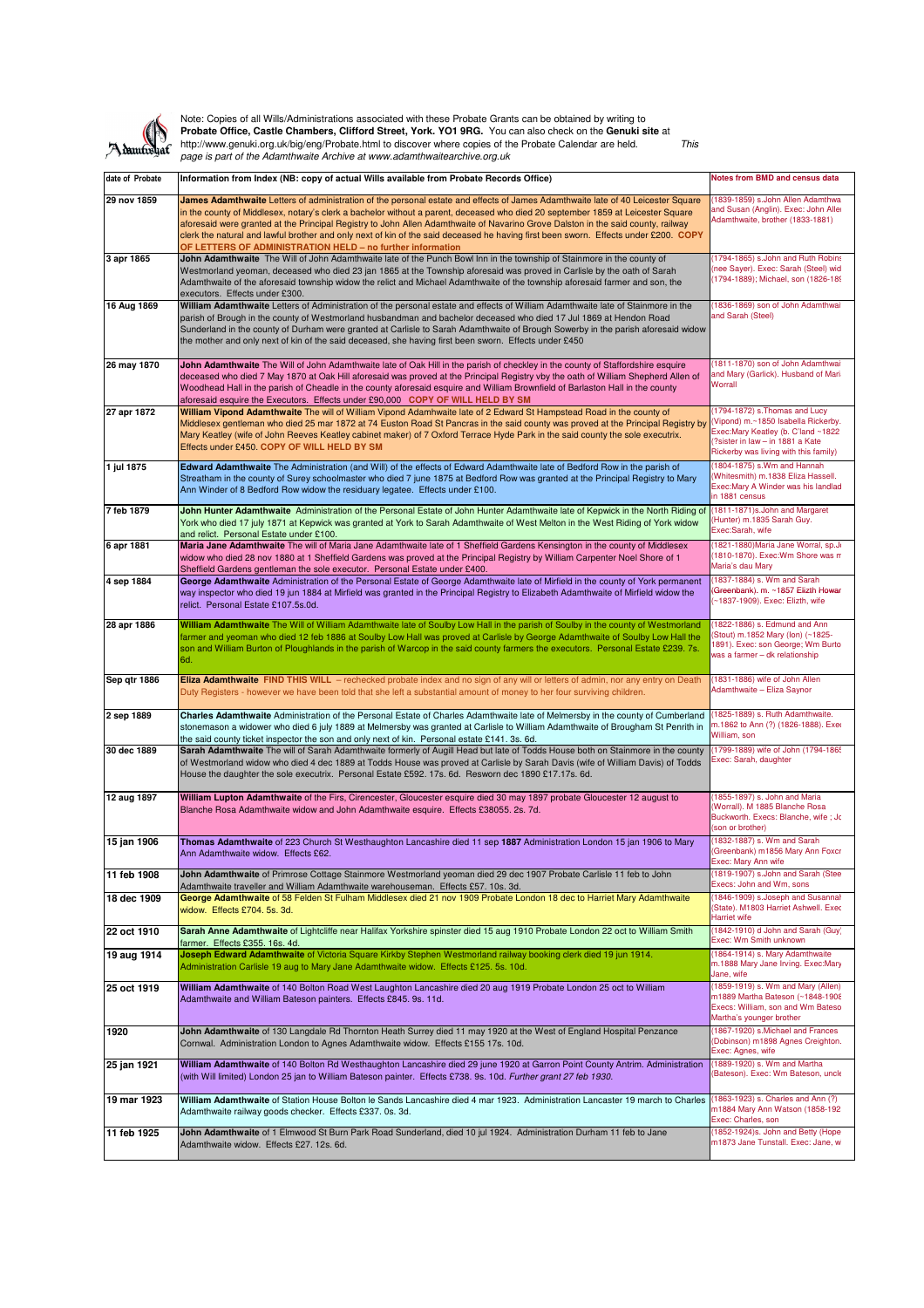Note: Copies of all Wills/Administrations associated with these Probate Grants can be obtained by writing to **Probate Office, Castle Chambers, Clifford Street, York. YO1 9RG.** You can also check on the **Genuki site** at http://www.genuki.org.uk/big/eng/Probate.html to discover where copies of the Probate Calendar are held. *This page is part of the Adamthwaite Archive at www.adamthwaitearchive.org.uk*

| date of Probate | Information from Index (NB: copy of actual Wills available from Probate Records Office) | Notes from BMD and census data |
|---|---|---|
| 29 nov 1859 | **James Adamthwaite** Letters of administration of the personal estate and effects of James Adamthwaite late of 40 Leicester Square in the county of Middlesex, notary's clerk a bachelor without a parent, deceased who died 20 september 1859 at Leicester Square aforesaid were granted at the Principal Registry to John Allen Adamthwaite of Navarino Grove Dalston in the said county, railway clerk the natural and lawful brother and only next of kin of the said deceased he having first been sworn. Effects under £200. **COPY OF LETTERS OF ADMINISTRATION HELD – no further information** | (1839-1859) s.John Allen Adamthwa and Susan (Anglin). Exec: John Alle Adamthwaite, brother (1833-1881) |
| 3 apr 1865 | **John Adamthwaite** The Will of John Adamthwaite late of the Punch Bowl Inn in the township of Stainmore in the county of Westmorland yeoman, deceased who died 23 jan 1865 at the Township aforesaid was proved in Carlisle by the oath of Sarah Adamthwaite of the aforesaid township widow the relict and Michael Adamthwaite of the township aforesaid farmer and son, the executors. Effects under £300. | (1794-1865) s.John and Ruth Robins (nee Sayer). Exec: Sarah (Steel) wid (1794-1889); Michael, son (1826-189 |
| 16 Aug 1869 | **William Adamthwaite** Letters of Administration of the personal estate and effects of William Adamthwaite late of Stainmore in the parish of Brough in the county of Westmorland husbandman and bachelor deceased who died 17 Jul 1869 at Hendon Road Sunderland in the county of Durham were granted at Carlisle to Sarah Adamthwaite of Brough Sowerby in the parish aforesaid widow the mother and only next of kin of the said deceased, she having first been sworn. Effects under £450 | (1836-1869) son of John Adamthwai and Sarah (Steel) |
| 26 may 1870 | **John Adamthwaite** The Will of John Adamthwaite late of Oak Hill in the parish of checkley in the county of Staffordshire esquire deceased who died 7 May 1870 at Oak Hill aforesaid was proved at the Principal Registry vby the oath of William Shepherd Allen of Woodhead Hall in the parish of Cheadle in the county aforesaid esquire and William Brownfield of Barlaston Hall in the county aforesaid esquire the Executors. Effects under £90,000 **COPY OF WILL HELD BY SM** | (1811-1870) son of John Adamthwai and Mary (Garlick). Husband of Mari Worrall |
| 27 apr 1872 | **William Vipond Adamthwaite** The will of William Vipond Adamhwaite late of 2 Edward St Hampstead Road in the county of Middlesex gentleman who died 25 mar 1872 at 74 Euston Road St Pancras in the said county was proved at the Principal Registry by Mary Keatley (wife of John Reeves Keatley cabinet maker) of 7 Oxford Terrace Hyde Park in the said county the sole executrix. Effects under £450. **COPY OF WILL HELD BY SM** | (1794-1872) s.Thomas and Lucy (Vipond) m.~1850 Isabella Rickerby. Exec:Mary Keatley (b. C'land ~1822 (?sister in law – in 1881 a Kate Rickerby was living with this family) |
| 1 jul 1875 | **Edward Adamthwaite** The Administration (and Will) of the effects of Edward Adamthwaite late of Bedford Row in the parish of Streatham in the county of Surey schoolmaster who died 7 june 1875 at Bedford Row was granted at the Principal Registry to Ann Winder of 8 Bedford Row widow the residuary legatee. Effects under £100. | (1804-1875) s.Wm and Hannah (Whitesmith) m.1838 Eliza Hassell. Exec:Mary A Winder was his landlad in 1881 census |
| 7 feb 1879 | **John Hunter Adamthwaite** Administration of the Personal Estate of John Hunter Adamthwaite late of Kepwick in the North Riding of York who died 17 july 1871 at Kepwick was granted at York to Sarah Adamthwaite of West Melton in the West Riding of York widow and relict. Personal Estate under £100. | (1811-1871)s.John and Margaret (Hunter) m.1835 Sarah Guy. Exec:Sarah, wife |
| 6 apr 1881 | **Maria Jane Adamthwaite** The will of Maria Jane Adamthwaite late of 1 Sheffield Gardens Kensington in the county of Middlesex widow who died 28 nov 1880 at 1 Sheffield Gardens was proved at the Principal Registry by William Carpenter Noel Shore of 1 Sheffield Gardens gentleman the sole executor. Personal Estate under £400. | (1821-1880)Maria Jane Worral, sp.J (1810-1870). Exec:Wm Shore was m Maria's dau Mary |
| 4 sep 1884 | **George Adamthwaite** Administration of the Personal Estate of George Adamthwaite late of Mirfield in the county of York permanent way inspector who died 19 jun 1884 at Mirfield was granted in the Principal Registry to Elizabeth Adamthwaite of Mirfield widow the relict. Personal Estate £107.5s.0d. | (1837-1884) s. Wm and Sarah (Greenbank). m. ~1857 Elizth Howar (~1837-1909). Exec: Elizth, wife |
| 28 apr 1886 | **William Adamthwaite** The Will of William Adamthwaite late of Soulby Low Hall in the parish of Soulby in the county of Westmorland farmer and yeoman who died 12 feb 1886 at Soulby Low Hall was proved at Carlisle by George Adamthwaite of Soulby Low Hall the son and William Burton of Ploughlands in the parish of Warcop in the said county farmers the executors. Personal Estate £239. 7s. 6d. | (1822-1886) s. Edmund and Ann (Stout) m.1852 Mary (lon) (~1825-1891). Exec: son George; Wm Burto was a farmer – dk relationship |
| Sep qtr 1886 | **Eliza Adamthwaite FIND THIS WILL** – rechecked probate index and no sign of any will or letters of admin, nor any entry on Death Duty Registers - however we have been told that she left a substantial amount of money to her four surviving children. | (1831-1886) wife of John Allen Adamthwaite – Eliza Saynor |
| 2 sep 1889 | **Charles Adamthwaite** Administration of the Personal Estate of Charles Adamthwaite late of Melmersby in the county of Cumberland stonemason a widower who died 6 july 1889 at Melmersby was granted at Carlisle to William Adamthwaite of Brougham St Penrith in the said county ticket inspector the son and only next of kin. Personal estate £141. 3s. 6d. | (1825-1889) s. Ruth Adamthwaite. m.1862 to Ann (?) (1826-1888). Exe William, son |
| 30 dec 1889 | **Sarah Adamthwaite** The will of Sarah Adamthwaite formerly of Augill Head but late of Todds House both on Stainmore in the county of Westmorland widow who died 4 dec 1889 at Todds House was proved at Carlisle by Sarah Davis (wife of William Davis) of Todds House the daughter the sole executrix. Personal Estate £592. 17s. 6d. Resworn dec 1890 £17.17s. 6d. | (1799-1889) wife of John (1794-186 Exec: Sarah, daughter |
| 12 aug 1897 | **William Lupton Adamthwaite** of the Firs, Cirencester, Gloucester esquire died 30 may 1897 probate Gloucester 12 august to Blanche Rosa Adamthwaite widow and John Adamthwaite esquire. Effects £38055. 2s. 7d. | (1855-1897) s. John and Maria (Worrall). M 1885 Blanche Rosa Buckworth. Execs: Blanche, wife ; Jo (son or brother) |
| 15 jan 1906 | **Thomas Adamthwaite** of 223 Church St Westhaughton Lancashire died 11 sep **1887** Administration London 15 jan 1906 to Mary Ann Adamthwaite widow. Effects £62. | (1832-1887) s. Wm and Sarah (Greenbank) m1856 Mary Ann Foxcr Exec: Mary Ann wife |
| 11 feb 1908 | **John Adamthwaite** of Primrose Cottage Stainmore Westmorland yeoman died 29 dec 1907 Probate Carlisle 11 feb to John Adamthwaite traveller and William Adamthwaite warehouseman. Effects £57. 10s. 3d. | (1819-1907) s.John and Sarah (Stee Execs: John and Wm, sons |
| 18 dec 1909 | **George Adamthwaite** of 58 Felden St Fulham Middlesex died 21 nov 1909 Probate London 18 dec to Harriet Mary Adamthwaite widow. Effects £704. 5s. 3d. | (1846-1909) s.Joseph and Susannah (State). M1803 Harriet Ashwell. Exec Harriet wife |
| 22 oct 1910 | **Sarah Anne Adamthwaite** of Lightcliffe near Halifax Yorkshire spinster died 15 aug 1910 Probate London 22 oct to William Smith farmer. Effects £355. 16s. 4d. | (1842-1910) d John and Sarah (Guy) Exec: Wm Smith unknown |
| 19 aug 1914 | **Joseph Edward Adamthwaite** of Victoria Square Kirkby Stephen Westmorland railway booking clerk died 19 jun 1914. Administration Carlisle 19 aug to Mary Jane Adamthwaite widow. Effects £125. 5s. 10d. | (1864-1914) s. Mary Adamthwaite m.1888 Mary Jane Irving. Exec:Mary Jane, wife |
| 25 oct 1919 | **William Adamthwaite** of 140 Bolton Road West Laughton Lancashire died 20 aug 1919 Probate London 25 oct to William Adamthwaite and William Bateson painters. Effects £845. 9s. 11d. | (1859-1919) s. Wm and Mary (Allen) m1889 Martha Bateson (~1848-1908 Execs: William, son and Wm Bateso Martha's younger brother |
| 1920 | **John Adamthwaite** of 130 Langdale Rd Thornton Heath Surrey died 11 may 1920 at the West of England Hospital Penzance Cornwal. Administration London to Agnes Adamthwaite widow. Effects £155 17s. 10d. | (1867-1920) s.Michael and Frances (Dobinson) m1898 Agnes Creighton. Exec: Agnes, wife |
| 25 jan 1921 | **William Adamthwaite** of 140 Bolton Rd Westhaughton Lancashire died 29 june 1920 at Garron Point County Antrim. Administration (with Will limited) London 25 jan to William Bateson painter. Effects £738. 9s. 10d. *Further grant 27 feb 1930.* | (1889-1920) s. Wm and Martha (Bateson). Exec: Wm Bateson, uncle |
| 19 mar 1923 | **William Adamthwaite** of Station House Bolton le Sands Lancashire died 4 mar 1923. Administration Lancaster 19 march to Charles Adamthwaite railway goods checker. Effects £337. 0s. 3d. | (1863-1923) s. Charles and Ann (?) m1884 Mary Ann Watson (1858-192 Exec: Charles, son |
| 11 feb 1925 | **John Adamthwaite** of 1 Elmwood St Burn Park Road Sunderland, died 10 jul 1924. Administration Durham 11 feb to Jane Adamthwaite widow. Effects £27. 12s. 6d. | (1852-1924)s. John and Betty (Hope m1873 Jane Tunstall. Exec: Jane, w |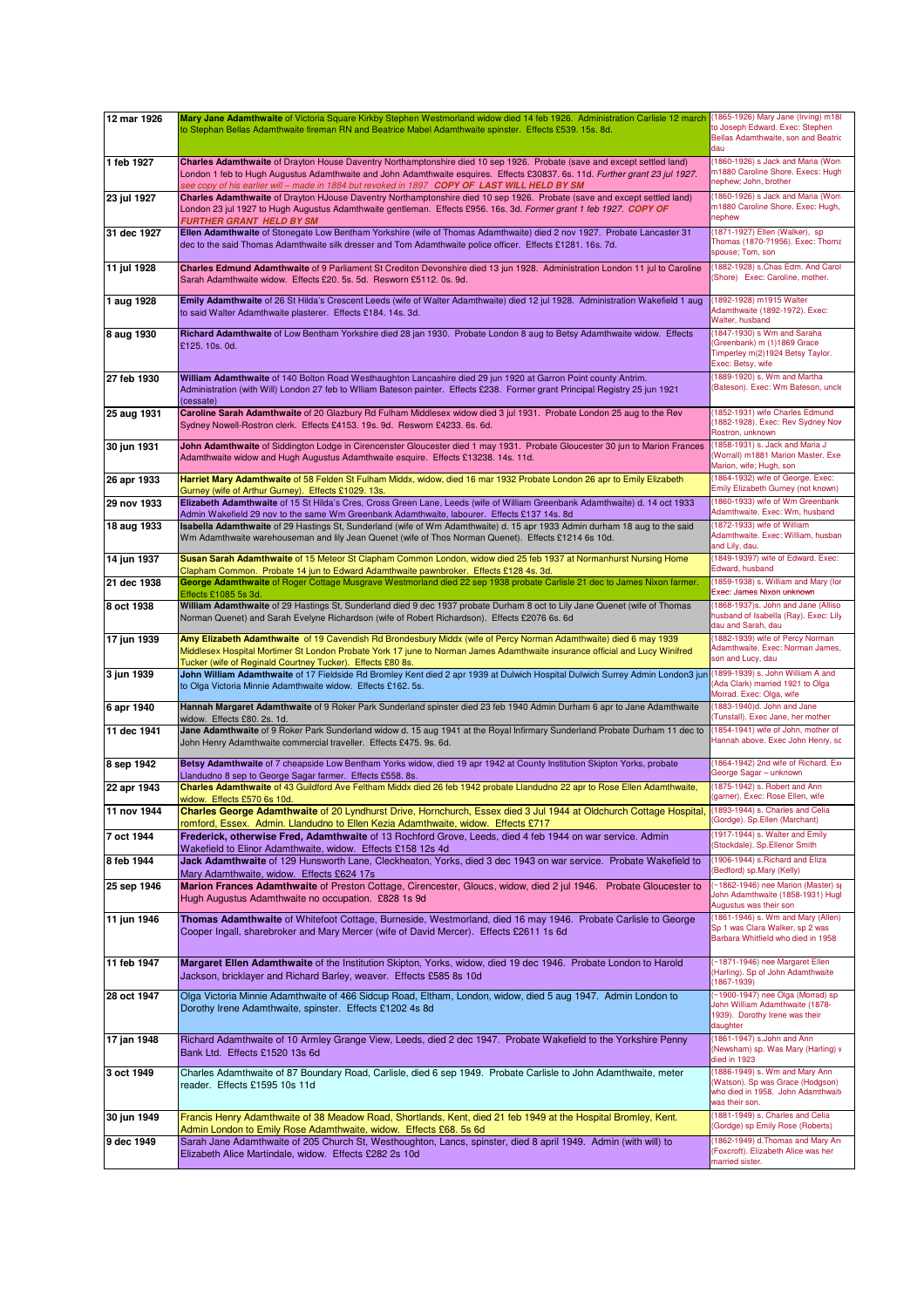| | | |
|---|---|---|
| 12 mar 1926 | **Mary Jane Adamthwaite** of Victoria Square Kirkby Stephen Westmorland widow died 14 feb 1926. Administration Carlisle 12 march to Stephan Bellas Adamthwaite fireman RN and Beatrice Mabel Adamthwaite spinster. Effects £539. 15s. 8d. | (1865-1926) Mary Jane (Irving) m188 to Joseph Edward. Exec: Stephen Bellas Adamthwaite, son and Beatric dau |
| 1 feb 1927 | **Charles Adamthwaite** of Drayton House Daventry Northamptonshire died 10 sep 1926. Probate (save and except settled land) London 1 feb to Hugh Augustus Adamthwaite and John Adamthwaite esquires. Effects £30837. 6s. 11d. *Further grant 23 jul 1927. see copy of his earlier will – made in 1884 but revoked in 1897* ***COPY OF LAST WILL HELD BY SM*** | (1860-1926) s Jack and Maria (Worr m1880 Caroline Shore. Execs: Hugh nephew; John, brother |
| 23 jul 1927 | **Charles Adamthwaite** of Drayton HJouse Daventry Northamptonshire died 10 sep 1926. Probate (save and except settled land) London 23 jul 1927 to Hugh Augustus Adamthwaite gentleman. Effects £956. 16s. 3d. *Former grant 1 feb 1927.* ***COPY OF FURTHER GRANT HELD BY SM*** | (1860-1926) s Jack and Maria (Worr m1880 Caroline Shore. Exec: Hugh, nephew |
| 31 dec 1927 | **Ellen Adamthwaite** of Stonegate Low Bentham Yorkshire (wife of Thomas Adamthwaite) died 2 nov 1927. Probate Lancaster 31 dec to the said Thomas Adamthwaite silk dresser and Tom Adamthwaite police officer. Effects £1281. 16s. 7d. | (1871-1927) Ellen (Walker), sp Thomas (1870-?1956). Exec: Thoma spouse; Tom, son |
| 11 jul 1928 | **Charles Edmund Adamthwaite** of 9 Parliament St Crediton Devonshire died 13 jun 1928. Administration London 11 jul to Caroline Sarah Adamthwaite widow. Effects £20. 5s. 5d. Resworn £5112. 0s. 9d. | (1882-1928) s.Chas Edm. And Carol (Shore) Exec: Caroline, mother. |
| 1 aug 1928 | **Emily Adamthwaite** of 26 St Hilda's Crescent Leeds (wife of Walter Adamthwaite) died 12 jul 1928. Administration Wakefield 1 aug to said Walter Adamthwaite plasterer. Effects £184. 14s. 3d. | (1892-1928) m1915 Walter Adamthwaite (1892-1972). Exec: Walter, husband |
| 8 aug 1930 | **Richard Adamthwaite** of Low Bentham Yorkshire died 28 jan 1930. Probate London 8 aug to Betsy Adamthwaite widow. Effects £125. 10s. 0d. | (1847-1930) s Wm and Sarah (Greenbank) m (1)1869 Grace Timperley m(2)1924 Betsy Taylor. Exec: Betsy, wife |
| 27 feb 1930 | **William Adamthwaite** of 140 Bolton Road Westhaughton Lancashire died 29 jun 1920 at Garron Point county Antrim. Administration (with Will) London 27 feb to Wlliam Bateson painter. Effects £238. Former grant Principal Registry 25 jun 1921 (cessate) | (1889-1920) s. Wm and Martha (Bateson). Exec: Wm Bateson, uncle |
| 25 aug 1931 | **Caroline Sarah Adamthwaite** of 20 Glazbury Rd Fulham Middlesex widow died 3 jul 1931. Probate London 25 aug to the Rev Sydney Nowell-Rostron clerk. Effects £4153. 19s. 9d. Resworn £4233. 6s. 6d. | (1852-1931) wife Charles Edmund (1882-1928). Exec: Rev Sydney Nov Rostron, unknown |
| 30 jun 1931 | **John Adamthwaite** of Siddington Lodge in Cirencester Gloucester died 1 may 1931. Probate Gloucester 30 jun to Marion Frances Adamthwaite widow and Hugh Augustus Adamthwaite esquire. Effects £13238. 14s. 11d. | (1858-1931) s. Jack and Maria J (Worrall) m1881 Marion Master. Exe Marion, wife; Hugh, son |
| 26 apr 1933 | **Harriet Mary Adamthwaite** of 58 Felden St Fulham Middx, widow, died 16 mar 1932 Probate London 26 apr to Emily Elizabeth Gurney (wife of Arthur Gurney). Effects £1029. 13s. | (1864-1932) wife of George. Exec: Emily Elizabeth Gurney (not known) |
| 29 nov 1933 | **Elizabeth Adamthwaite** of 15 St Hilda's Cres, Cross Green Lane, Leeds (wife of William Greenbank Adamthwaite) d. 14 oct 1933 Admin Wakefield 29 nov to the same Wm Greenbank Adamthwaite, labourer. Effects £137 14s. 8d | (1860-1933) wife of Wm Greenbank Adamthwaite. Exec: Wm, husband |
| 18 aug 1933 | **Isabella Adamthwaite** of 29 Hastings St, Sunderland (wife of Wm Adamthwaite) d. 15 apr 1933 Admin durham 18 aug to the said Wm Adamthwaite warehouseman and lily Jean Quenet (wife of Thos Norman Quenet). Effects £1214 6s 10d. | (1872-1933) wife of William Adamthwaite. Exec: William, husban and Lily, dau. |
| 14 jun 1937 | **Susan Sarah Adamthwaite** of 15 Meteor St Clapham Common London, widow died 25 feb 1937 at Normanhurst Nursing Home Clapham Common. Probate 14 jun to Edward Adamthwaite pawnbroker. Effects £128 4s. 3d. | (1849-19397) wife of Edward. Exec: Edward, husband |
| 21 dec 1938 | **George Adamthwaite** of Roger Cottage Musgrave Westmorland died 22 sep 1938 probate Carlisle 21 dec to James Nixon farmer. Effects £1085 5s 3d. | (1859-1938) s. William and Mary (lor Exec: James Nixon unknown |
| 8 oct 1938 | **William Adamthwaite** of 29 Hastings St, Sunderland died 9 dec 1937 probate Durham 8 oct to Lily Jane Quenet (wife of Thomas Norman Quenet) and Sarah Evelyne Richardson (wife of Robert Richardson). Effects £2076 6s. 6d | (1868-1937)s. John and Jane (Alliso husband of Isabella (Ray). Exec: Lily dau and Sarah, dau |
| 17 jun 1939 | **Amy Elizabeth Adamthwaite** of 19 Cavendish Rd Brondesbury Middx (wife of Percy Norman Adamthwaite) died 6 may 1939 Middlesex Hospital Mortimer St London Probate York 17 june to Norman James Adamthwaite insurance official and Lucy Winifred Tucker (wife of Reginald Courtney Tucker). Effects £80 8s. | (1882-1939) wife of Percy Norman Adamthwaite. Exec: Norman James, son and Lucy, dau |
| 3 jun 1939 | **John William Adamthwaite** of 17 Fieldside Rd Bromley Kent died 2 apr 1939 at Dulwich Hospital Dulwich Surrey Admin London3 jun to Olga Victoria Minnie Adamthwaite widow. Effects £162. 5s. | (1899-1939) s. John William A and (Ada Clark) married 1921 to Olga Morrad. Exec: Olga, wife |
| 6 apr 1940 | **Hannah Margaret Adamthwaite** of 9 Roker Park Sunderland spinster died 23 feb 1940 Admin Durham 6 apr to Jane Adamthwaite widow. Effects £80. 2s. 1d. | (1883-1940)d. John and Jane (Tunstall). Exec Jane, her mother |
| 11 dec 1941 | **Jane Adamthwaite** of 9 Roker Park Sunderland widow d. 15 aug 1941 at the Royal Infirmary Sunderland Probate Durham 11 dec to John Henry Adamthwaite commercial traveller. Effects £475. 9s. 6d. | (1854-1941) wife of John, mother of Hannah above. Exec John Henry, sc |
| 8 sep 1942 | **Betsy Adamthwaite** of 7 cheapside Low Bentham Yorks widow, died 19 apr 1942 at County Institution Skipton Yorks, probate Llandudno 8 sep to George Sagar farmer. Effects £558. 8s. | (1864-1942) 2nd wife of Richard. Exe George Sagar – unknown |
| 22 apr 1943 | **Charles Adamthwaite** of 43 Guildford Ave Feltham Middx died 26 feb 1942 probate Llandudno 22 apr to Rose Ellen Adamthwaite, widow. Effects £570 6s 10d. | (1875-1942) s. Robert and Ann (garner). Exec: Rose Ellen, wife |
| 11 nov 1944 | **Charles George Adamthwaite** of 20 Lyndhurst Drive, Hornchurch, Essex died 3 Jul 1944 at Oldchurch Cottage Hospital, romford, Essex. Admin. Llandudno to Ellen Kezia Adamthwaite, widow. Effects £717 | (1893-1944) s. Charles and Celia (Gordge). Sp.Ellen (Marchant) |
| 7 oct 1944 | **Frederick, otherwise Fred, Adamthwaite** of 13 Rochford Grove, Leeds, died 4 feb 1944 on war service. Admin Wakefield to Elinor Adamthwaite, widow. Effects £158 12s 4d | (1917-1944) s. Walter and Emily (Stockdale). Sp.Ellenor Smith |
| 8 feb 1944 | **Jack Adamthwaite** of 129 Hunsworth Lane, Cleckheaton, Yorks, died 3 dec 1943 on war service. Probate Wakefield to Mary Adamthwaite, widow. Effects £624 17s | (1906-1944) s.Richard and Eliza (Bedford) sp.Mary (Kelly) |
| 25 sep 1946 | **Marion Frances Adamthwaite** of Preston Cottage, Cirencester, Gloucs, widow, died 2 jul 1946. Probate Gloucester to Hugh Augustus Adamthwaite no occupation. £828 1s 9d | (~1862-1946) nee Marion (Master) sp John Adamthwaite (1858-1931) Hugh Augustus was their son |
| 11 jun 1946 | **Thomas Adamthwaite** of Whitefoot Cottage, Burneside, Westmorland, died 16 may 1946. Probate Carlisle to George Cooper Ingall, sharebroker and Mary Mercer (wife of David Mercer). Effects £2611 1s 6d | (1861-1946) s. Wm and Mary (Allen) Sp 1 was Clara Walker, sp 2 was Barbara Whitfield who died in 1958 |
| 11 feb 1947 | **Margaret Ellen Adamthwaite** of the Institution Skipton, Yorks, widow, died 19 dec 1946. Probate London to Harold Jackson, bricklayer and Richard Barley, weaver. Effects £585 8s 10d | (~1871-1946) nee Margaret Ellen (Harling). Sp of John Adamthwaite (1867-1939) |
| 28 oct 1947 | Olga Victoria Minnie Adamthwaite of 466 Sidcup Road, Eltham, London, widow, died 5 aug 1947. Admin London to Dorothy Irene Adamthwaite, spinster. Effects £1202 4s 8d | (~1900-1947) nee Olga (Morrad) sp John William Adamthwaite (1878-1939). Dorothy Irene was their daughter |
| 17 jan 1948 | Richard Adamthwaite of 10 Armley Grange View, Leeds, died 2 dec 1947. Probate Wakefield to the Yorkshire Penny Bank Ltd. Effects £1520 13s 6d | (1861-1947) s.John and Ann (Newsham) sp. Was Mary (Harling) v died in 1923 |
| 3 oct 1949 | Charles Adamthwaite of 87 Boundary Road, Carlisle, died 6 sep 1949. Probate Carlisle to John Adamthwaite, meter reader. Effects £1595 10s 11d | (1886-1949) s. Wm and Mary Ann (Watson). Sp was Grace (Hodgson) who died in 1958. John Adamthwaite was their son. |
| 30 jun 1949 | Francis Henry Adamthwaite of 38 Meadow Road, Shortlands, Kent, died 21 feb 1949 at the Hospital Bromley, Kent. Admin London to Emily Rose Adamthwaite, widow. Effects £68. 5s 6d | (1881-1949) s. Charles and Celia (Gordge) sp Emily Rose (Roberts) |
| 9 dec 1949 | Sarah Jane Adamthwaite of 205 Church St, Westhoughton, Lancs, spinster, died 8 april 1949. Admin (with will) to Elizabeth Alice Martindale, widow. Effects £282 2s 10d | (1862-1949) d.Thomas and Mary An (Foxcroft). Elizabeth Alice was her married sister. |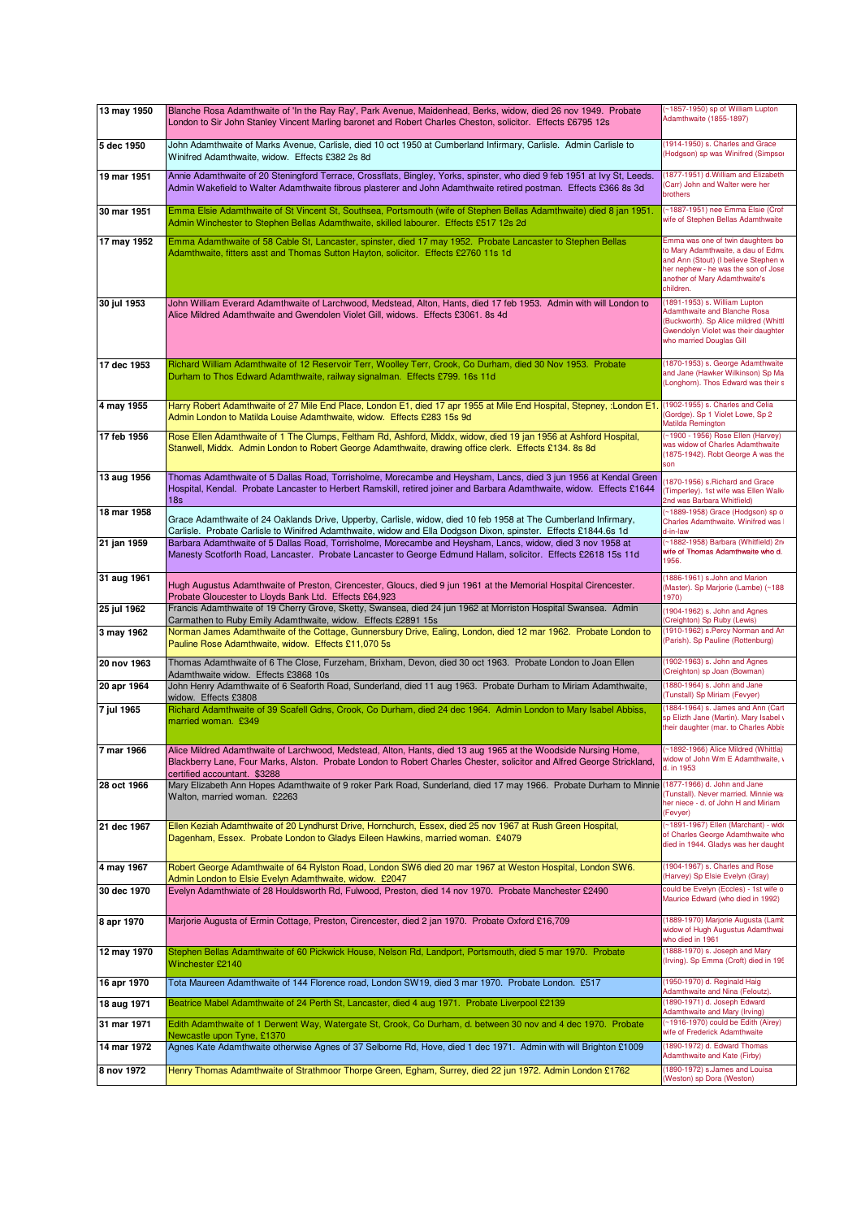| | | |
|---|---|---|
| 13 may 1950 | Blanche Rosa Adamthwaite of 'In the Ray Ray', Park Avenue, Maidenhead, Berks, widow, died 26 nov 1949. Probate London to Sir John Stanley Vincent Marling baronet and Robert Charles Cheston, solicitor. Effects £6795 12s | (~1857-1950) sp of William Lupton Adamthwaite (1855-1897) |
| 5 dec 1950 | John Adamthwaite of Marks Avenue, Carlisle, died 10 oct 1950 at Cumberland Infirmary, Carlisle. Admin Carlisle to Winifred Adamthwaite, widow. Effects £382 2s 8d | (1914-1950) s. Charles and Grace (Hodgson) sp was Winifred (Simpsor |
| 19 mar 1951 | Annie Adamthwaite of 20 Steningford Terrace, Crossflats, Bingley, Yorks, spinster, who died 9 feb 1951 at Ivy St, Leeds. Admin Wakefield to Walter Adamthwaite fibrous plasterer and John Adamthwaite retired postman. Effects £366 8s 3d | (1877-1951) d.William and Elizabeth (Carr) John and Walter were her brothers |
| 30 mar 1951 | Emma Elsie Adamthwaite of St Vincent St, Southsea, Portsmouth (wife of Stephen Bellas Adamthwaite) died 8 jan 1951. Admin Winchester to Stephen Bellas Adamthwaite, skilled labourer. Effects £517 12s 2d | (~1887-1951) nee Emma Elsie (Crof wife of Stephen Bellas Adamthwaite |
| 17 may 1952 | Emma Adamthwaite of 58 Cable St, Lancaster, spinster, died 17 may 1952. Probate Lancaster to Stephen Bellas Adamthwaite, fitters asst and Thomas Sutton Hayton, solicitor. Effects £2760 11s 1d | Emma was one of twin daughters bo to Mary Adamthwaite, a dau of Edmu and Ann (Stout) (I believe Stephen w her nephew - he was the son of Jose another of Mary Adamthwaite's children. |
| 30 jul 1953 | John William Everard Adamthwaite of Larchwood, Medstead, Alton, Hants, died 17 feb 1953. Admin with will London to Alice Mildred Adamthwaite and Gwendolen Violet Gill, widows. Effects £3061. 8s 4d | (1891-1953) s. William Lupton Adamthwaite and Blanche Rosa (Buckworth). Sp Alice mildred (Whittl Gwendolyn Violet was their daughter who married Douglas Gill |
| 17 dec 1953 | Richard William Adamthwaite of 12 Reservoir Terr, Woolley Terr, Crook, Co Durham, died 30 Nov 1953. Probate Durham to Thos Edward Adamthwaite, railway signalman. Effects £799. 16s 11d | (1870-1953) s. George Adamthwaite and Jane (Hawker Wilkinson) Sp Ma (Longhorn). Thos Edward was their s |
| 4 may 1955 | Harry Robert Adamthwaite of 27 Mile End Place, London E1, died 17 apr 1955 at Mile End Hospital, Stepney, :London E1. Admin London to Matilda Louise Adamthwaite, widow. Effects £283 15s 9d | (1902-1955) s. Charles and Celia (Gordge). Sp 1 Violet Lowe, Sp 2 Matilda Remington |
| 17 feb 1956 | Rose Ellen Adamthwaite of 1 The Clumps, Feltham Rd, Ashford, Middx, widow, died 19 jan 1956 at Ashford Hospital, Stanwell, Middx. Admin London to Robert George Adamthwaite, drawing office clerk. Effects £134. 8s 8d | (~1900 - 1956) Rose Ellen (Harvey) was widow of Charles Adamthwaite (1875-1942). Robt George A was the son |
| 13 aug 1956 | Thomas Adamthwaite of 5 Dallas Road, Torrisholme, Morecambe and Heysham, Lancs, died 3 jun 1956 at Kendal Green Hospital, Kendal. Probate Lancaster to Herbert Ramskill, retired joiner and Barbara Adamthwaite, widow. Effects £1644 18s | (1870-1956) s.Richard and Grace (Timperley). 1st wife was Ellen Walk 2nd was Barbara Whitfield) |
| 18 mar 1958 | Grace Adamthwaite of 24 Oaklands Drive, Upperby, Carlisle, widow, died 10 feb 1958 at The Cumberland Infirmary, Carlisle. Probate Carlisle to Winifred Adamthwaite, widow and Ella Dodgson Dixon, spinster. Effects £1844.6s 1d | (~1889-1958) Grace (Hodgson) sp o Charles Adamthwaite. Winifred was d-in-law |
| 21 jan 1959 | Barbara Adamthwaite of 5 Dallas Road, Torrisholme, Morecambe and Heysham, Lancs, widow, died 3 nov 1958 at Manesty Scotforth Road, Lancaster. Probate Lancaster to George Edmund Hallam, solicitor. Effects £2618 15s 11d | (~1882-1958) Barbara (Whitfield) 2n wife of Thomas Adamthwaite who d. 1956. |
| 31 aug 1961 | Hugh Augustus Adamthwaite of Preston, Cirencester, Gloucs, died 9 jun 1961 at the Memorial Hospital Cirencester. Probate Gloucester to Lloyds Bank Ltd. Effects £64,923 | (1886-1961) s.John and Marion (Master). Sp Marjorie (Lambe) (~188 1970) |
| 25 jul 1962 | Francis Adamthwaite of 19 Cherry Grove, Sketty, Swansea, died 24 jun 1962 at Morriston Hospital Swansea. Admin Carmathen to Ruby Emily Adamthwaite, widow. Effects £2891 15s | (1904-1962) s. John and Agnes (Creighton) Sp Ruby (Lewis) |
| 3 may 1962 | Norman James Adamthwaite of the Cottage, Gunnersbury Drive, Ealing, London, died 12 mar 1962. Probate London to Pauline Rose Adamthwaite, widow. Effects £11,070 5s | (1910-1962) s.Percy Norman and An (Parish). Sp Pauline (Rottenburg) |
| 20 nov 1963 | Thomas Adamthwaite of 6 The Close, Furzeham, Brixham, Devon, died 30 oct 1963. Probate London to Joan Ellen Adamthwaite widow. Effects £3868 10s | (1902-1963) s. John and Agnes (Creighton) sp Joan (Bowman) |
| 20 apr 1964 | John Henry Adamthwaite of 6 Seaforth Road, Sunderland, died 11 aug 1963. Probate Durham to Miriam Adamthwaite, widow. Effects £3808 | (1880-1964) s. John and Jane (Tunstall) Sp Miriam (Fevyer) |
| 7 jul 1965 | Richard Adamthwaite of 39 Scafell Gdns, Crook, Co Durham, died 24 dec 1964. Admin London to Mary Isabel Abbiss, married woman. £349 | (1884-1964) s. James and Ann (Cart sp Elizth Jane (Martin). Mary Isabel w their daughter (mar. to Charles Abbis |
| 7 mar 1966 | Alice Mildred Adamthwaite of Larchwood, Medstead, Alton, Hants, died 13 aug 1965 at the Woodside Nursing Home, Blackberry Lane, Four Marks, Alston. Probate London to Robert Charles Chester, solicitor and Alfred George Strickland, certified accountant. $3288 | (~1892-1966) Alice Mildred (Whittla) widow of John Wm E Adamthwaite, w d. in 1953 |
| 28 oct 1966 | Mary Elizabeth Ann Hopes Adamthwaite of 9 roker Park Road, Sunderland, died 17 may 1966. Probate Durham to Minnie Walton, married woman. £2263 | (1877-1966) d. John and Jane (Tunstall). Never married. Minnie wa her niece - d. of John H and Miriam (Fevyer) |
| 21 dec 1967 | Ellen Keziah Adamthwaite of 20 Lyndhurst Drive, Hornchurch, Essex, died 25 nov 1967 at Rush Green Hospital, Dagenham, Essex. Probate London to Gladys Eileen Hawkins, married woman. £4079 | (~1891-1967) Ellen (Marchant) - wido of Charles George Adamthwaite who died in 1944. Gladys was her daught |
| 4 may 1967 | Robert George Adamthwaite of 64 Rylston Road, London SW6 died 20 mar 1967 at Weston Hospital, London SW6. Admin London to Elsie Evelyn Adamthwaite, widow. £2047 | (1904-1967) s. Charles and Rose (Harvey) Sp Elsie Evelyn (Gray) |
| 30 dec 1970 | Evelyn Adamthwaite of 28 Houldsworth Rd, Fulwood, Preston, died 14 nov 1970. Probate Manchester £2490 | could be Evelyn (Eccles) - 1st wife o Maurice Edward (who died in 1992) |
| 8 apr 1970 | Marjorie Augusta of Ermin Cottage, Preston, Cirencester, died 2 jan 1970. Probate Oxford £16,709 | (1889-1970) Marjorie Augusta (Lamb widow of Hugh Augustus Adamthwai who died in 1961 |
| 12 may 1970 | Stephen Bellas Adamthwaite of 60 Pickwick House, Nelson Rd, Landport, Portsmouth, died 5 mar 1970. Probate Winchester £2140 | (1888-1970) s. Joseph and Mary (Irving). Sp Emma (Croft) died in 195 |
| 16 apr 1970 | Tota Maureen Adamthwaite of 144 Florence road, London SW19, died 3 mar 1970. Probate London. £517 | (1950-1970) d. Reginald Haig Adamthwaite and Nina (Feloutz). |
| 18 aug 1971 | Beatrice Mabel Adamthwaite of 24 Perth St, Lancaster, died 4 aug 1971. Probate Liverpool £2139 | (1890-1971) d. Joseph Edward Adamthwaite and Mary (Irving) |
| 31 mar 1971 | Edith Adamthwaite of 1 Derwent Way, Watergate St, Crook, Co Durham, d. between 30 nov and 4 dec 1970. Probate Newcastle upon Tyne, £1370 | (~1916-1970) could be Edith (Airey) wife of Frederick Adamthwaite |
| 14 mar 1972 | Agnes Kate Adamthwaite otherwise Agnes of 37 Selborne Rd, Hove, died 1 dec 1971. Admin with will Brighton £1009 | (1890-1972) d. Edward Thomas Adamthwaite and Kate (Firby) |
| 8 nov 1972 | Henry Thomas Adamthwaite of Strathmoor Thorpe Green, Egham, Surrey, died 22 jun 1972. Admin London £1762 | (1890-1972) s.James and Louisa (Weston) sp Dora (Weston) |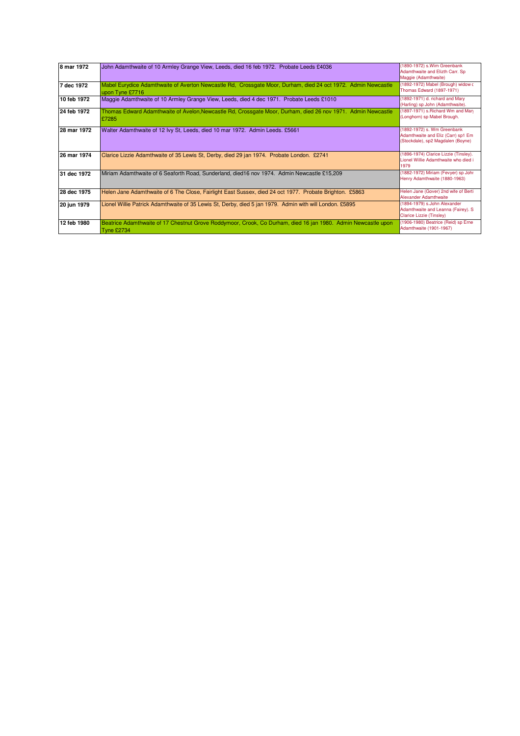| | | |
|---|---|---|
| **8 mar 1972** | John Adamthwaite of 10 Armley Grange View, Leeds, died 16 feb 1972. Probate Leeds £4036 | (1890-1972) s.Wim Greenbank Adamthwaite and Elizth Carr. Sp Maggie (Adamthwaite) |
| **7 dec 1972** | Mabel Eurydice Adamthwaite of Averton Newcastle Rd, Crossgate Moor, Durham, died 24 oct 1972. Admin Newcastle upon Tyne £7716 | (1892-1972) Mabel (Brough) widow c Thomas Edward (1897-1971) |
| **10 feb 1972** | Maggie Adamthwaite of 10 Armley Grange View, Leeds, died 4 dec 1971. Probate Leeds £1010 | (1892-1971) d. richard and Mary (Harling) sp John (Adamthwaite). |
| **24 feb 1972** | Thomas Edward Adamthwaite of Avelon,Newcastle Rd, Crossgate Moor, Durham, died 26 nov 1971. Admin Newcastle £7285 | (1897-1971) s.Richard Wm and Mary (Longhorn) sp Mabel Brough. |
| **28 mar 1972** | Walter Adamthwaite of 12 Ivy St, Leeds, died 10 mar 1972. Admin Leeds. £5661 | (1892-1972) s. Wm Greenbank Adamthwaite and Eliz (Carr) sp1 Em (Stockdale). sp2 Magdalen (Boyne) |
| **26 mar 1974** | Clarice Lizzie Adamthwaite of 35 Lewis St, Derby, died 29 jan 1974. Probate London. £2741 | (1896-1974) Clarice Lizzie (Tinsley). Lionel Willie Adamthwaite who died i 1979 |
| **31 dec 1972** | Miriam Adamthwaite of 6 Seaforth Road, Sunderland, died16 nov 1974. Admin Newcastle £15,209 | (1882-1972) Miriam (Fevyer) sp John Henry Adamthwaite (1880-1963) |
| **28 dec 1975** | Helen Jane Adamthwaite of 6 The Close, Fairlight East Sussex, died 24 oct 1977. Probate Brighton. £5863 | Helen Jane (Gover) 2nd wife of Berti Alexander Adamthwaite |
| **20 jun 1979** | Lionel Willie Patrick Adamthwaite of 35 Lewis St, Derby, died 5 jan 1979. Admin with will London. £5895 | (1894-1979) s.John Alexander Adamthwaite and Leanna (Fairey). S Clarice Lizzie (Tinsley) |
| **12 feb 1980** | Beatrice Adamthwaite of 17 Chestnut Grove Roddymoor, Crook, Co Durham, died 16 jan 1980. Admin Newcastle upon Tyne £2734 | (1906-1980) Beatrice (Reid) sp Erne Adamthwaite (1901-1967) |